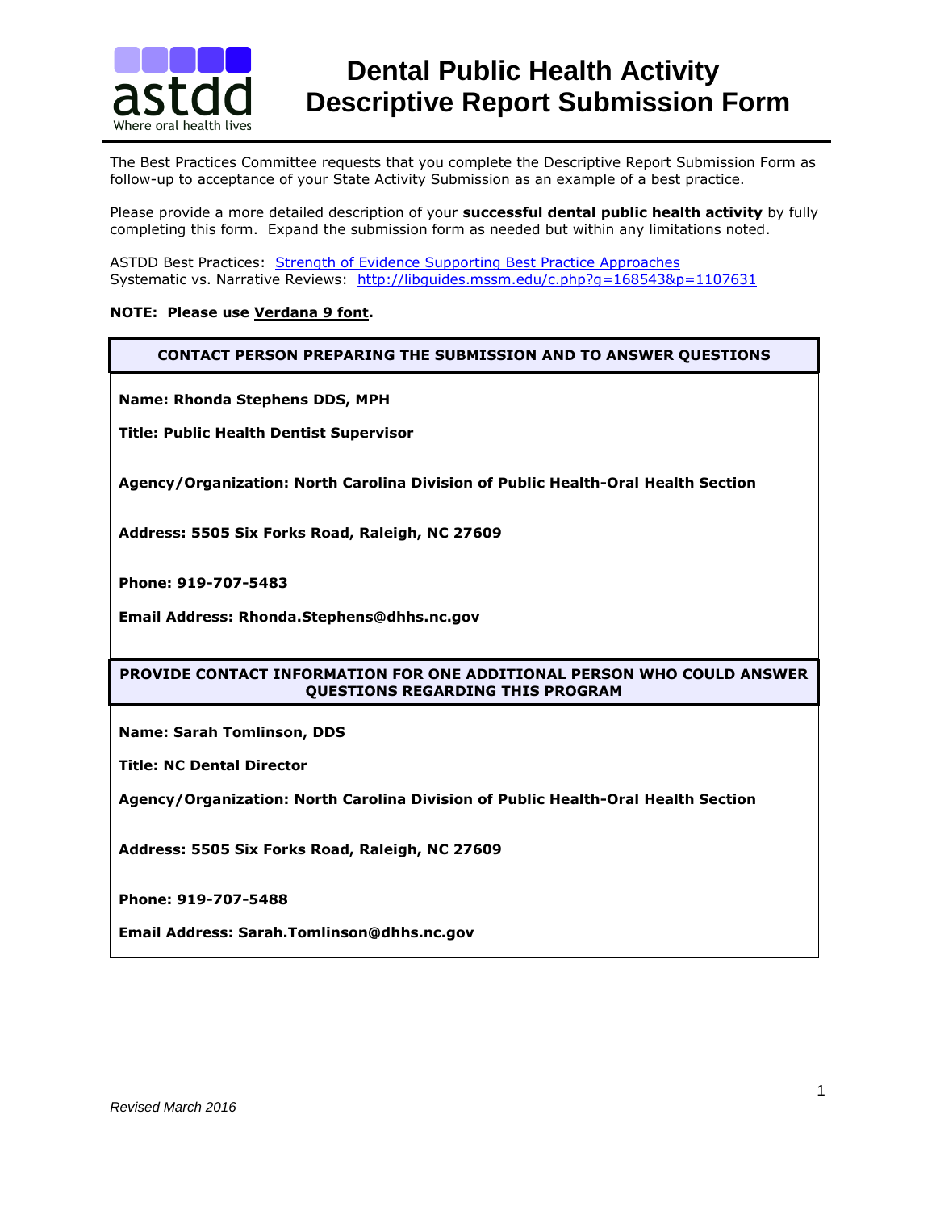# Dental Public Health Activity Descriptive Report Submission Form

The Best Practices Committee requests that you complete the Descriptive Report Submission Form as follow-up to acceptance of your State Activity Submission as an example of a best practice.

Please provide a more detailed description of your **successful dental public health activity** by fully completing this form. Expand the submission form as needed but within any limitations noted.

ASTDD Best Practices: [Strength of Evidence Supporting Best Practice Approaches](#)
Systematic vs. Narrative Reviews: http://libguides.mssm.edu/c.php?g=168543&p=1107631

**NOTE: Please use Verdana 9 font.**

| CONTACT PERSON PREPARING THE SUBMISSION AND TO ANSWER QUESTIONS |
|---|
| **Name: Rhonda Stephens DDS, MPH** |
| **Title: Public Health Dentist Supervisor** |
| **Agency/Organization: North Carolina Division of Public Health-Oral Health Section** |
| **Address: 5505 Six Forks Road, Raleigh, NC 27609** |
| **Phone: 919-707-5483** |
| **Email Address: Rhonda.Stephens@dhhs.nc.gov** |

| PROVIDE CONTACT INFORMATION FOR ONE ADDITIONAL PERSON WHO COULD ANSWER QUESTIONS REGARDING THIS PROGRAM |
|---|
| **Name: Sarah Tomlinson, DDS** |
| **Title: NC Dental Director** |
| **Agency/Organization: North Carolina Division of Public Health-Oral Health Section** |
| **Address: 5505 Six Forks Road, Raleigh, NC 27609** |
| **Phone: 919-707-5488** |
| **Email Address: Sarah.Tomlinson@dhhs.nc.gov** |

*Revised March 2016*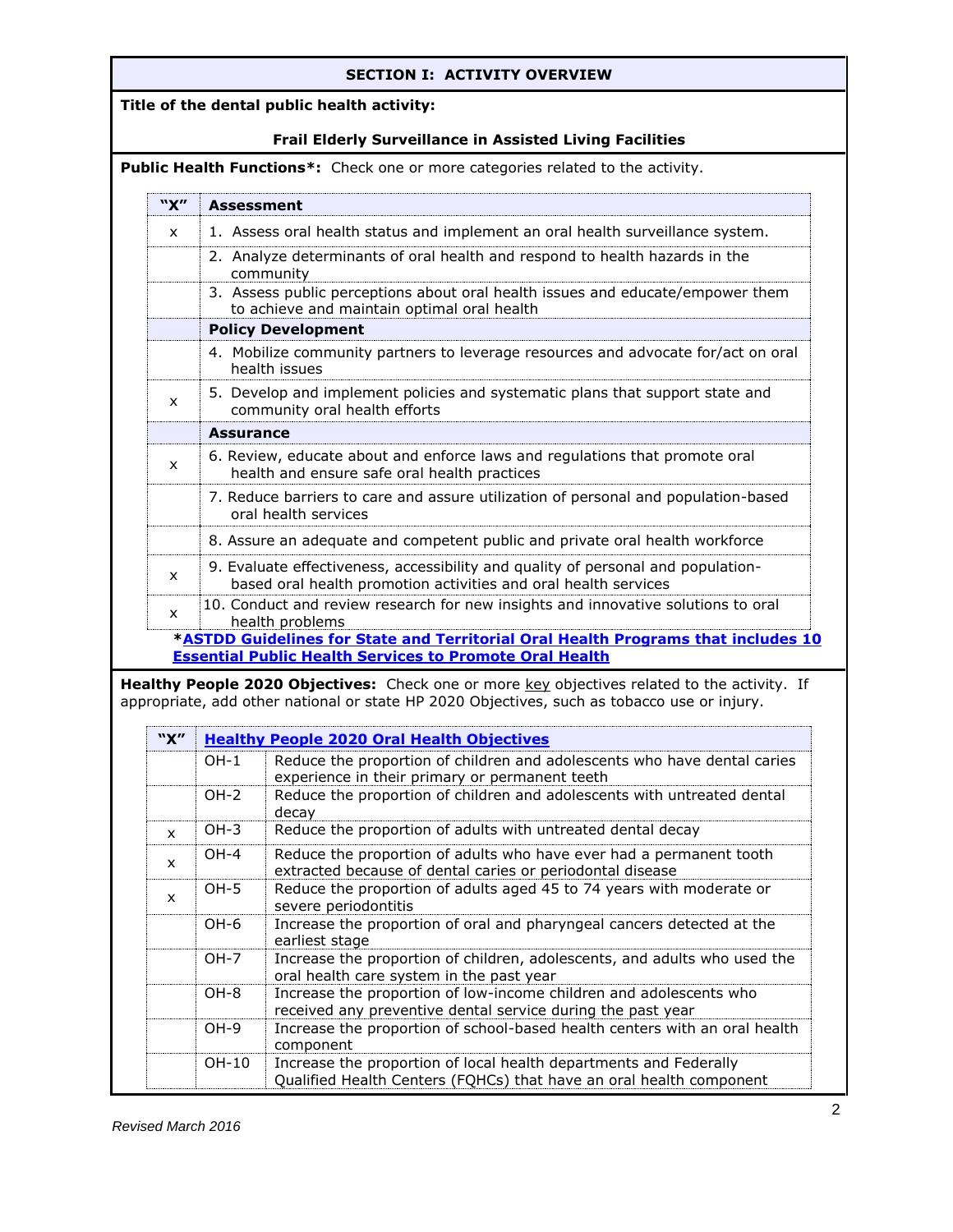## SECTION I: ACTIVITY OVERVIEW

**Title of the dental public health activity:**

**Frail Elderly Surveillance in Assisted Living Facilities**

**Public Health Functions*:** Check one or more categories related to the activity.

| "X" | Assessment |
|---|---|
| x | 1. Assess oral health status and implement an oral health surveillance system. |
| | 2. Analyze determinants of oral health and respond to health hazards in the community |
| | 3. Assess public perceptions about oral health issues and educate/empower them to achieve and maintain optimal oral health |
| | **Policy Development** |
| | 4. Mobilize community partners to leverage resources and advocate for/act on oral health issues |
| x | 5. Develop and implement policies and systematic plans that support state and community oral health efforts |
| | **Assurance** |
| x | 6. Review, educate about and enforce laws and regulations that promote oral health and ensure safe oral health practices |
| | 7. Reduce barriers to care and assure utilization of personal and population-based oral health services |
| | 8. Assure an adequate and competent public and private oral health workforce |
| x | 9. Evaluate effectiveness, accessibility and quality of personal and population-based oral health promotion activities and oral health services |
| x | 10. Conduct and review research for new insights and innovative solutions to oral health problems |

***ASTDD Guidelines for State and Territorial Oral Health Programs that includes 10 Essential Public Health Services to Promote Oral Health**

**Healthy People 2020 Objectives:** Check one or more key objectives related to the activity. If appropriate, add other national or state HP 2020 Objectives, such as tobacco use or injury.

| "X" | Healthy People 2020 Oral Health Objectives | |
|---|---|---|
| | OH-1 | Reduce the proportion of children and adolescents who have dental caries experience in their primary or permanent teeth |
| | OH-2 | Reduce the proportion of children and adolescents with untreated dental decay |
| x | OH-3 | Reduce the proportion of adults with untreated dental decay |
| x | OH-4 | Reduce the proportion of adults who have ever had a permanent tooth extracted because of dental caries or periodontal disease |
| x | OH-5 | Reduce the proportion of adults aged 45 to 74 years with moderate or severe periodontitis |
| | OH-6 | Increase the proportion of oral and pharyngeal cancers detected at the earliest stage |
| | OH-7 | Increase the proportion of children, adolescents, and adults who used the oral health care system in the past year |
| | OH-8 | Increase the proportion of low-income children and adolescents who received any preventive dental service during the past year |
| | OH-9 | Increase the proportion of school-based health centers with an oral health component |
| | OH-10 | Increase the proportion of local health departments and Federally Qualified Health Centers (FQHCs) that have an oral health component |

*Revised March 2016*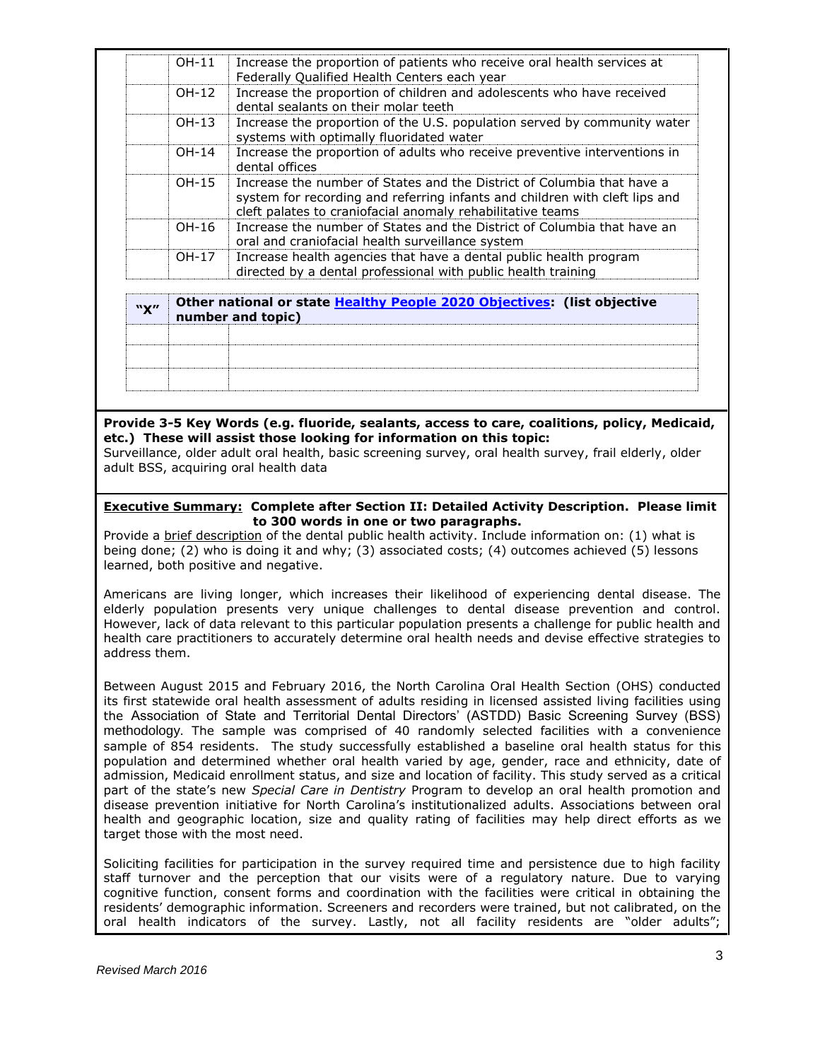| | | |
|---|---|---|
| | OH-11 | Increase the proportion of patients who receive oral health services at Federally Qualified Health Centers each year |
| | OH-12 | Increase the proportion of children and adolescents who have received dental sealants on their molar teeth |
| | OH-13 | Increase the proportion of the U.S. population served by community water systems with optimally fluoridated water |
| | OH-14 | Increase the proportion of adults who receive preventive interventions in dental offices |
| | OH-15 | Increase the number of States and the District of Columbia that have a system for recording and referring infants and children with cleft lips and cleft palates to craniofacial anomaly rehabilitative teams |
| | OH-16 | Increase the number of States and the District of Columbia that have an oral and craniofacial health surveillance system |
| | OH-17 | Increase health agencies that have a dental public health program directed by a dental professional with public health training |

| "X" | **Other national or state [Healthy People 2020 Objectives](Healthy People 2020 Objectives): (list objective number and topic)** | |
|---|---|---|
| | | |
| | | |
| | | |

**Provide 3-5 Key Words (e.g. fluoride, sealants, access to care, coalitions, policy, Medicaid, etc.) These will assist those looking for information on this topic:**
Surveillance, older adult oral health, basic screening survey, oral health survey, frail elderly, older adult BSS, acquiring oral health data

**<u>Executive Summary:</u> Complete after Section II: Detailed Activity Description. Please limit to 300 words in one or two paragraphs.**
Provide a <u>brief description</u> of the dental public health activity. Include information on: (1) what is being done; (2) who is doing it and why; (3) associated costs; (4) outcomes achieved (5) lessons learned, both positive and negative.

Americans are living longer, which increases their likelihood of experiencing dental disease. The elderly population presents very unique challenges to dental disease prevention and control. However, lack of data relevant to this particular population presents a challenge for public health and health care practitioners to accurately determine oral health needs and devise effective strategies to address them.

Between August 2015 and February 2016, the North Carolina Oral Health Section (OHS) conducted its first statewide oral health assessment of adults residing in licensed assisted living facilities using the Association of State and Territorial Dental Directors' (ASTDD) Basic Screening Survey (BSS) methodology. The sample was comprised of 40 randomly selected facilities with a convenience sample of 854 residents. The study successfully established a baseline oral health status for this population and determined whether oral health varied by age, gender, race and ethnicity, date of admission, Medicaid enrollment status, and size and location of facility. This study served as a critical part of the state's new *Special Care in Dentistry* Program to develop an oral health promotion and disease prevention initiative for North Carolina's institutionalized adults. Associations between oral health and geographic location, size and quality rating of facilities may help direct efforts as we target those with the most need.

Soliciting facilities for participation in the survey required time and persistence due to high facility staff turnover and the perception that our visits were of a regulatory nature. Due to varying cognitive function, consent forms and coordination with the facilities were critical in obtaining the residents' demographic information. Screeners and recorders were trained, but not calibrated, on the oral health indicators of the survey. Lastly, not all facility residents are "older adults";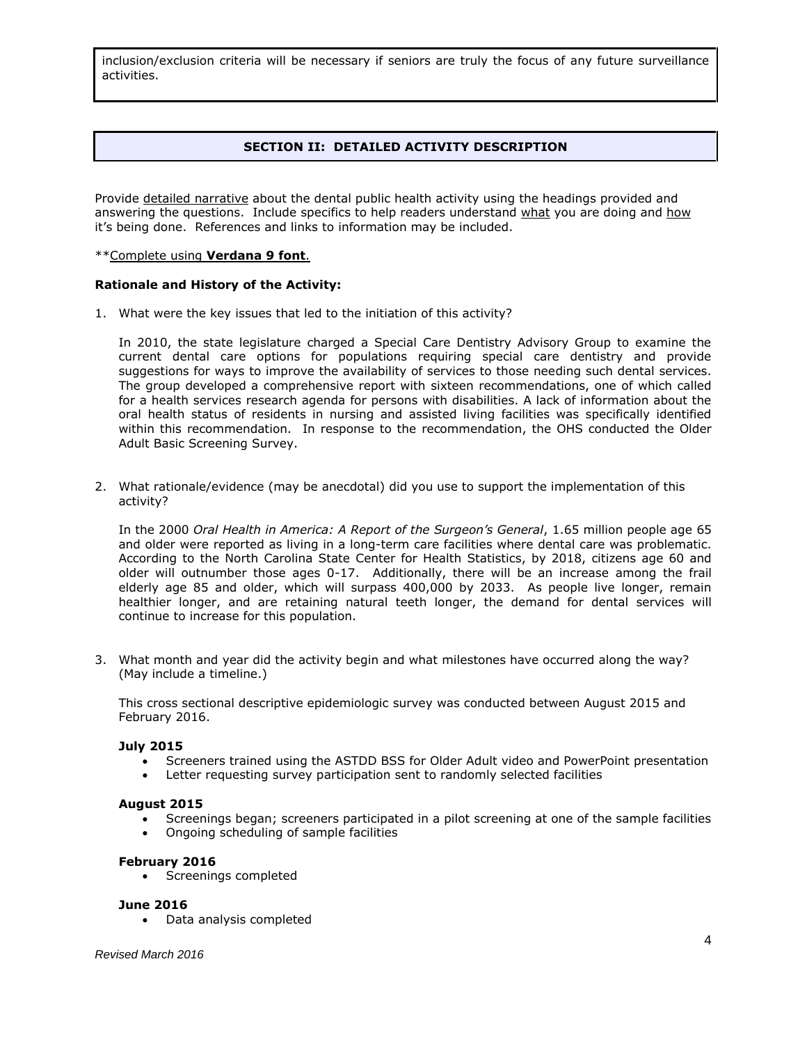inclusion/exclusion criteria will be necessary if seniors are truly the focus of any future surveillance activities.

## SECTION II: DETAILED ACTIVITY DESCRIPTION

Provide detailed narrative about the dental public health activity using the headings provided and answering the questions. Include specifics to help readers understand what you are doing and how it's being done. References and links to information may be included.

**Complete using **Verdana 9 font**.

**Rationale and History of the Activity:**

1. What were the key issues that led to the initiation of this activity?

   In 2010, the state legislature charged a Special Care Dentistry Advisory Group to examine the current dental care options for populations requiring special care dentistry and provide suggestions for ways to improve the availability of services to those needing such dental services. The group developed a comprehensive report with sixteen recommendations, one of which called for a health services research agenda for persons with disabilities. A lack of information about the oral health status of residents in nursing and assisted living facilities was specifically identified within this recommendation. In response to the recommendation, the OHS conducted the Older Adult Basic Screening Survey.

2. What rationale/evidence (may be anecdotal) did you use to support the implementation of this activity?

   In the 2000 *Oral Health in America: A Report of the Surgeon's General*, 1.65 million people age 65 and older were reported as living in a long-term care facilities where dental care was problematic. According to the North Carolina State Center for Health Statistics, by 2018, citizens age 60 and older will outnumber those ages 0-17. Additionally, there will be an increase among the frail elderly age 85 and older, which will surpass 400,000 by 2033. As people live longer, remain healthier longer, and are retaining natural teeth longer, the demand for dental services will continue to increase for this population.

3. What month and year did the activity begin and what milestones have occurred along the way? (May include a timeline.)

   This cross sectional descriptive epidemiologic survey was conducted between August 2015 and February 2016.

   **July 2015**
   - Screeners trained using the ASTDD BSS for Older Adult video and PowerPoint presentation
   - Letter requesting survey participation sent to randomly selected facilities

   **August 2015**
   - Screenings began; screeners participated in a pilot screening at one of the sample facilities
   - Ongoing scheduling of sample facilities

   **February 2016**
   - Screenings completed

   **June 2016**
   - Data analysis completed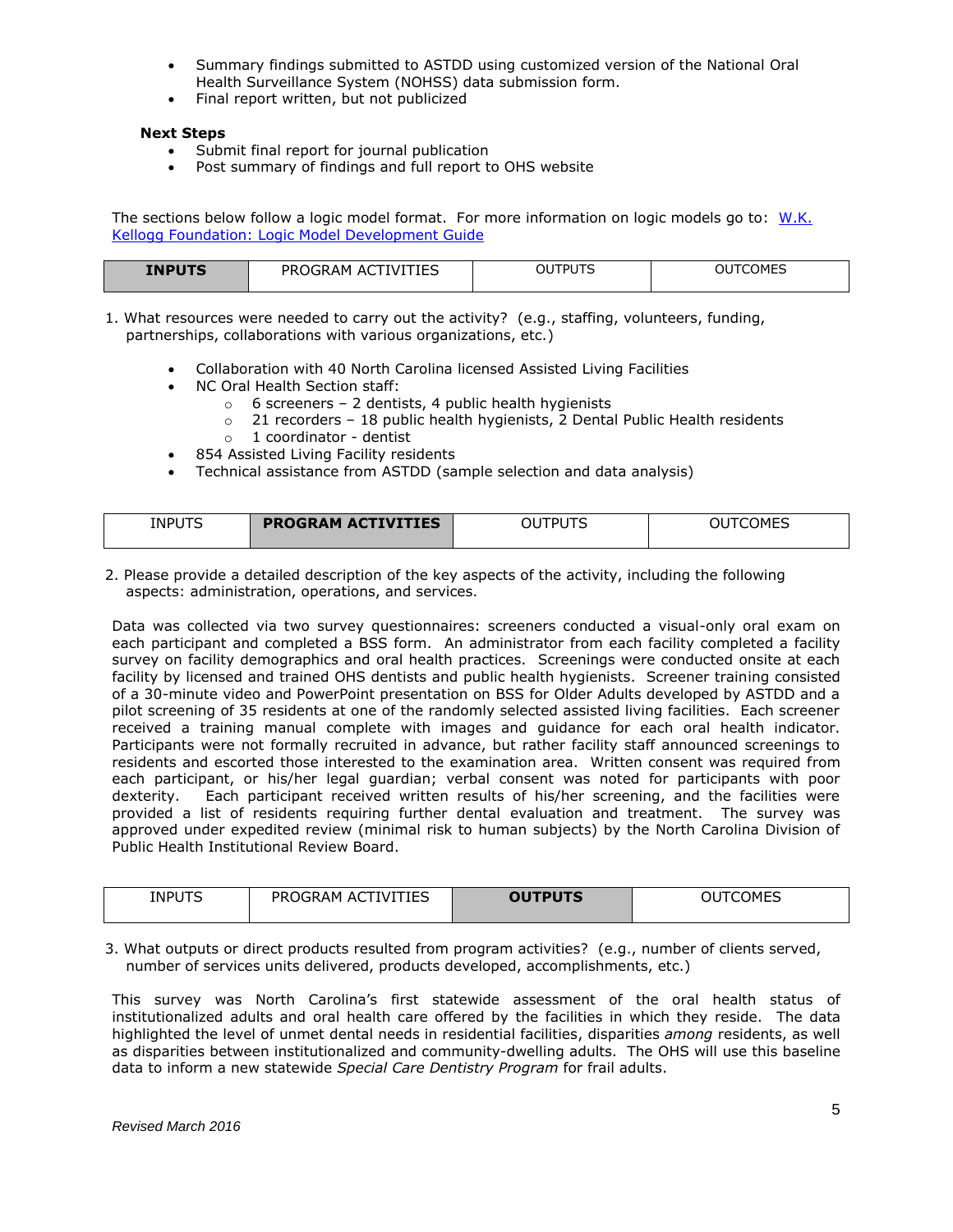- Summary findings submitted to ASTDD using customized version of the National Oral Health Surveillance System (NOHSS) data submission form.
- Final report written, but not publicized

**Next Steps**

- Submit final report for journal publication
- Post summary of findings and full report to OHS website

The sections below follow a logic model format. For more information on logic models go to: [W.K. Kellogg Foundation: Logic Model Development Guide]()

| **INPUTS** | PROGRAM ACTIVITIES | OUTPUTS | OUTCOMES |
|---|---|---|---|

1. What resources were needed to carry out the activity? (e.g., staffing, volunteers, funding, partnerships, collaborations with various organizations, etc.)

- Collaboration with 40 North Carolina licensed Assisted Living Facilities
- NC Oral Health Section staff:
  - 6 screeners – 2 dentists, 4 public health hygienists
  - 21 recorders – 18 public health hygienists, 2 Dental Public Health residents
  - 1 coordinator - dentist
- 854 Assisted Living Facility residents
- Technical assistance from ASTDD (sample selection and data analysis)

| INPUTS | **PROGRAM ACTIVITIES** | OUTPUTS | OUTCOMES |
|---|---|---|---|

2. Please provide a detailed description of the key aspects of the activity, including the following aspects: administration, operations, and services.

Data was collected via two survey questionnaires: screeners conducted a visual-only oral exam on each participant and completed a BSS form. An administrator from each facility completed a facility survey on facility demographics and oral health practices. Screenings were conducted onsite at each facility by licensed and trained OHS dentists and public health hygienists. Screener training consisted of a 30-minute video and PowerPoint presentation on BSS for Older Adults developed by ASTDD and a pilot screening of 35 residents at one of the randomly selected assisted living facilities. Each screener received a training manual complete with images and guidance for each oral health indicator. Participants were not formally recruited in advance, but rather facility staff announced screenings to residents and escorted those interested to the examination area. Written consent was required from each participant, or his/her legal guardian; verbal consent was noted for participants with poor dexterity. Each participant received written results of his/her screening, and the facilities were provided a list of residents requiring further dental evaluation and treatment. The survey was approved under expedited review (minimal risk to human subjects) by the North Carolina Division of Public Health Institutional Review Board.

| INPUTS | PROGRAM ACTIVITIES | **OUTPUTS** | OUTCOMES |
|---|---|---|---|

3. What outputs or direct products resulted from program activities? (e.g., number of clients served, number of services units delivered, products developed, accomplishments, etc.)

This survey was North Carolina's first statewide assessment of the oral health status of institutionalized adults and oral health care offered by the facilities in which they reside. The data highlighted the level of unmet dental needs in residential facilities, disparities *among* residents, as well as disparities between institutionalized and community-dwelling adults. The OHS will use this baseline data to inform a new statewide *Special Care Dentistry Program* for frail adults.

*Revised March 2016*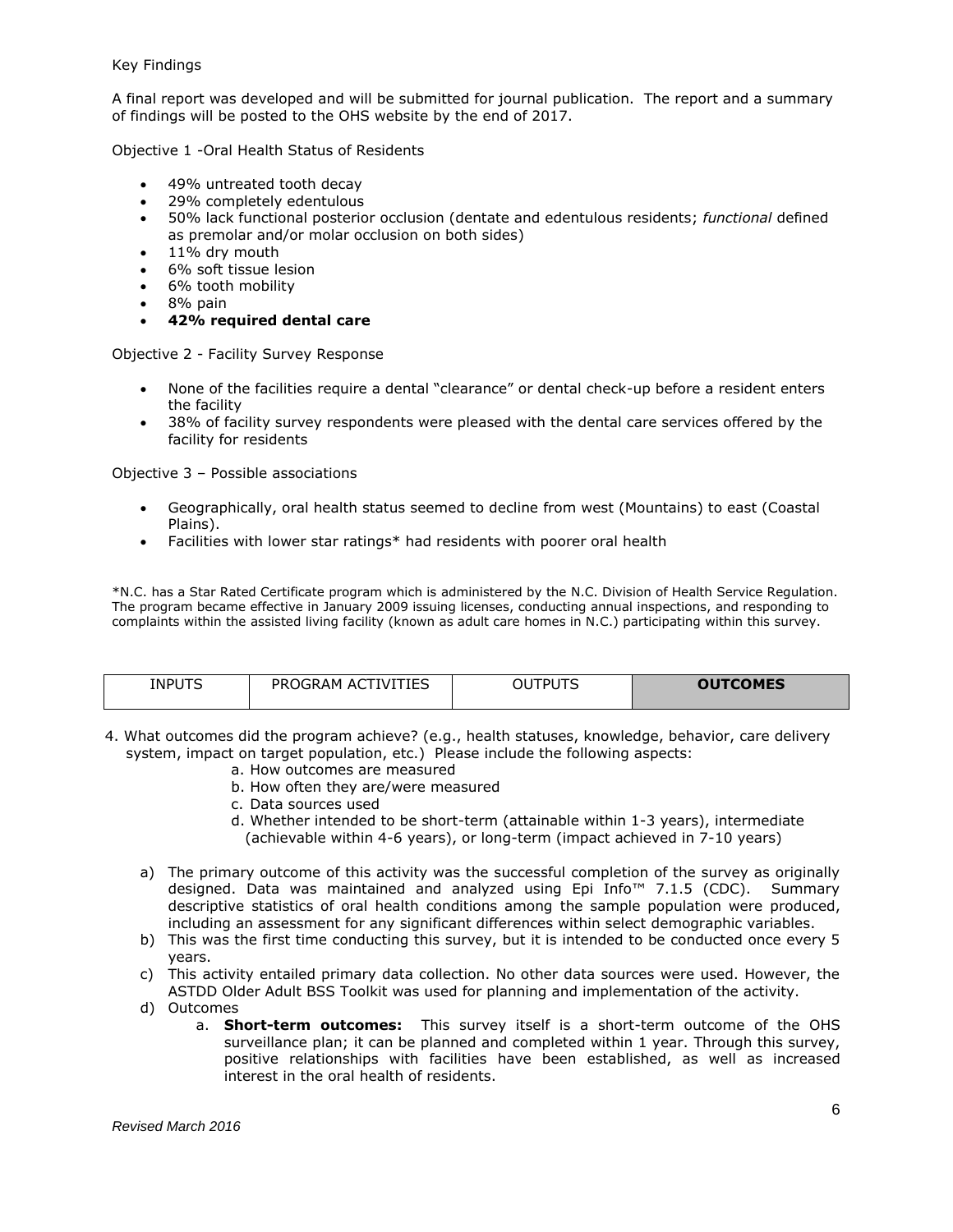Key Findings

A final report was developed and will be submitted for journal publication. The report and a summary of findings will be posted to the OHS website by the end of 2017.

Objective 1 -Oral Health Status of Residents

- 49% untreated tooth decay
- 29% completely edentulous
- 50% lack functional posterior occlusion (dentate and edentulous residents; *functional* defined as premolar and/or molar occlusion on both sides)
- 11% dry mouth
- 6% soft tissue lesion
- 6% tooth mobility
- 8% pain
- **42% required dental care**

Objective 2 - Facility Survey Response

- None of the facilities require a dental "clearance" or dental check-up before a resident enters the facility
- 38% of facility survey respondents were pleased with the dental care services offered by the facility for residents

Objective 3 – Possible associations

- Geographically, oral health status seemed to decline from west (Mountains) to east (Coastal Plains).
- Facilities with lower star ratings* had residents with poorer oral health

*N.C. has a Star Rated Certificate program which is administered by the N.C. Division of Health Service Regulation. The program became effective in January 2009 issuing licenses, conducting annual inspections, and responding to complaints within the assisted living facility (known as adult care homes in N.C.) participating within this survey.

| INPUTS | PROGRAM ACTIVITIES | OUTPUTS | **OUTCOMES** |
|---|---|---|---|

4. What outcomes did the program achieve? (e.g., health statuses, knowledge, behavior, care delivery system, impact on target population, etc.) Please include the following aspects:
   a. How outcomes are measured
   b. How often they are/were measured
   c. Data sources used
   d. Whether intended to be short-term (attainable within 1-3 years), intermediate (achievable within 4-6 years), or long-term (impact achieved in 7-10 years)

a) The primary outcome of this activity was the successful completion of the survey as originally designed. Data was maintained and analyzed using Epi Info™ 7.1.5 (CDC). Summary descriptive statistics of oral health conditions among the sample population were produced, including an assessment for any significant differences within select demographic variables.

b) This was the first time conducting this survey, but it is intended to be conducted once every 5 years.

c) This activity entailed primary data collection. No other data sources were used. However, the ASTDD Older Adult BSS Toolkit was used for planning and implementation of the activity.

d) Outcomes

   a. **Short-term outcomes:** This survey itself is a short-term outcome of the OHS surveillance plan; it can be planned and completed within 1 year. Through this survey, positive relationships with facilities have been established, as well as increased interest in the oral health of residents.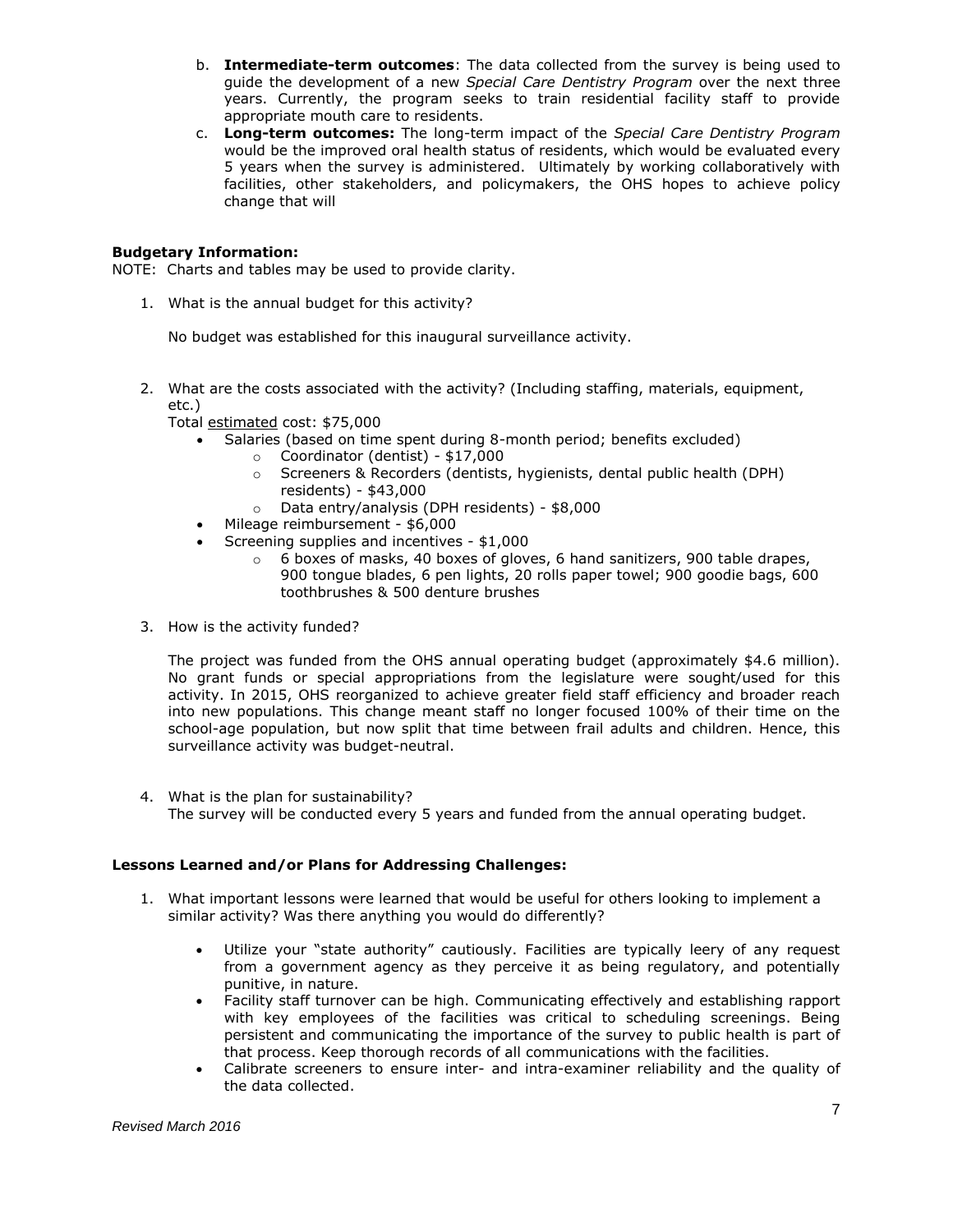b. **Intermediate-term outcomes**: The data collected from the survey is being used to guide the development of a new *Special Care Dentistry Program* over the next three years. Currently, the program seeks to train residential facility staff to provide appropriate mouth care to residents.

c. **Long-term outcomes:** The long-term impact of the *Special Care Dentistry Program* would be the improved oral health status of residents, which would be evaluated every 5 years when the survey is administered. Ultimately by working collaboratively with facilities, other stakeholders, and policymakers, the OHS hopes to achieve policy change that will

**Budgetary Information:**

NOTE: Charts and tables may be used to provide clarity.

1. What is the annual budget for this activity?

   No budget was established for this inaugural surveillance activity.

2. What are the costs associated with the activity? (Including staffing, materials, equipment, etc.)

   Total <u>estimated</u> cost: $75,000
   - Salaries (based on time spent during 8-month period; benefits excluded)
     - Coordinator (dentist) - $17,000
     - Screeners & Recorders (dentists, hygienists, dental public health (DPH) residents) - $43,000
     - Data entry/analysis (DPH residents) - $8,000
   - Mileage reimbursement - $6,000
   - Screening supplies and incentives - $1,000
     - 6 boxes of masks, 40 boxes of gloves, 6 hand sanitizers, 900 table drapes, 900 tongue blades, 6 pen lights, 20 rolls paper towel; 900 goodie bags, 600 toothbrushes & 500 denture brushes

3. How is the activity funded?

   The project was funded from the OHS annual operating budget (approximately $4.6 million). No grant funds or special appropriations from the legislature were sought/used for this activity. In 2015, OHS reorganized to achieve greater field staff efficiency and broader reach into new populations. This change meant staff no longer focused 100% of their time on the school-age population, but now split that time between frail adults and children. Hence, this surveillance activity was budget-neutral.

4. What is the plan for sustainability?
   The survey will be conducted every 5 years and funded from the annual operating budget.

**Lessons Learned and/or Plans for Addressing Challenges:**

1. What important lessons were learned that would be useful for others looking to implement a similar activity? Was there anything you would do differently?

   - Utilize your "state authority" cautiously. Facilities are typically leery of any request from a government agency as they perceive it as being regulatory, and potentially punitive, in nature.
   - Facility staff turnover can be high. Communicating effectively and establishing rapport with key employees of the facilities was critical to scheduling screenings. Being persistent and communicating the importance of the survey to public health is part of that process. Keep thorough records of all communications with the facilities.
   - Calibrate screeners to ensure inter- and intra-examiner reliability and the quality of the data collected.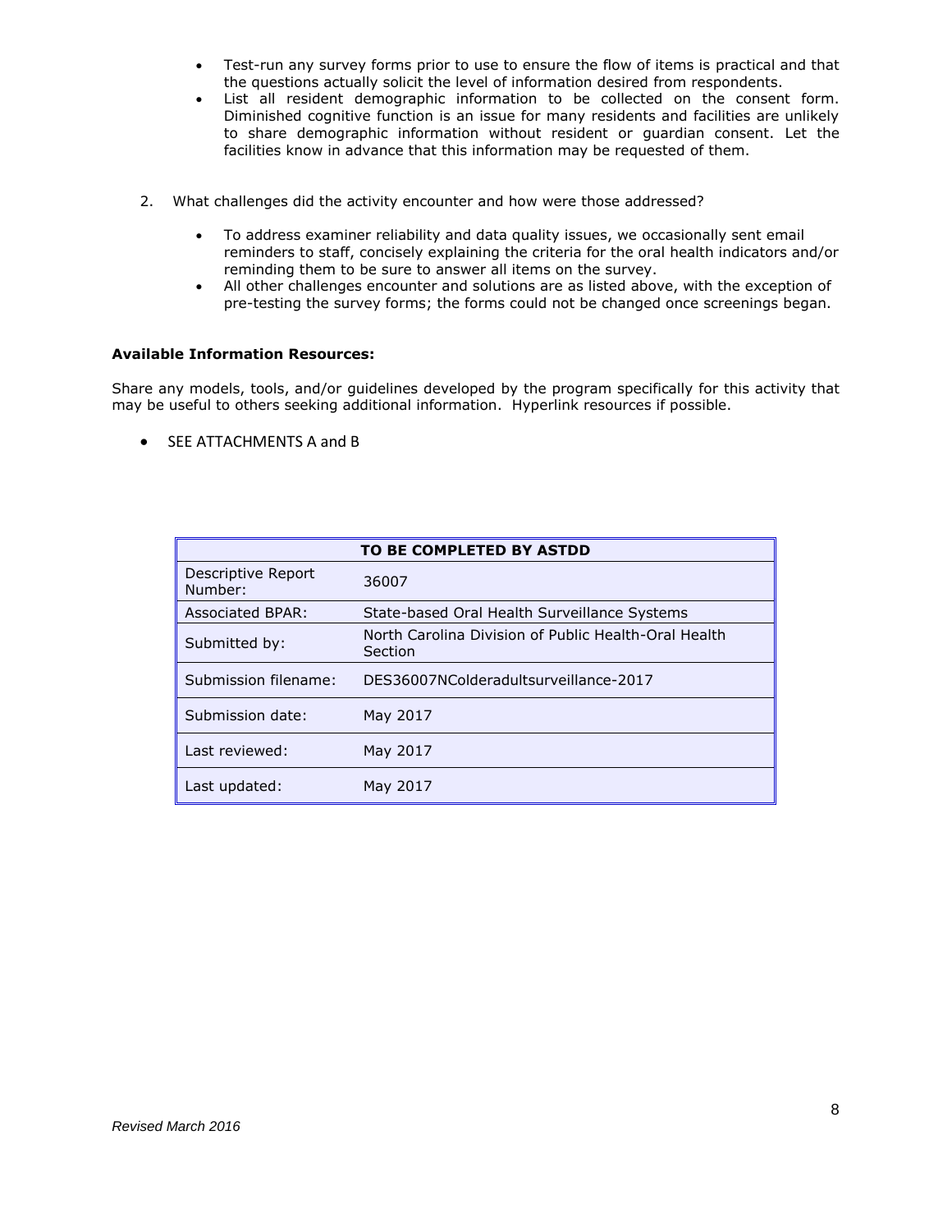- Test-run any survey forms prior to use to ensure the flow of items is practical and that the questions actually solicit the level of information desired from respondents.
- List all resident demographic information to be collected on the consent form. Diminished cognitive function is an issue for many residents and facilities are unlikely to share demographic information without resident or guardian consent. Let the facilities know in advance that this information may be requested of them.

2. What challenges did the activity encounter and how were those addressed?

    - To address examiner reliability and data quality issues, we occasionally sent email reminders to staff, concisely explaining the criteria for the oral health indicators and/or reminding them to be sure to answer all items on the survey.
    - All other challenges encounter and solutions are as listed above, with the exception of pre-testing the survey forms; the forms could not be changed once screenings began.

**Available Information Resources:**

Share any models, tools, and/or guidelines developed by the program specifically for this activity that may be useful to others seeking additional information. Hyperlink resources if possible.

- SEE ATTACHMENTS A and B

| TO BE COMPLETED BY ASTDD | |
|---|---|
| Descriptive Report Number: | 36007 |
| Associated BPAR: | State-based Oral Health Surveillance Systems |
| Submitted by: | North Carolina Division of Public Health-Oral Health Section |
| Submission filename: | DES36007NColderadultsurveillance-2017 |
| Submission date: | May 2017 |
| Last reviewed: | May 2017 |
| Last updated: | May 2017 |

*Revised March 2016*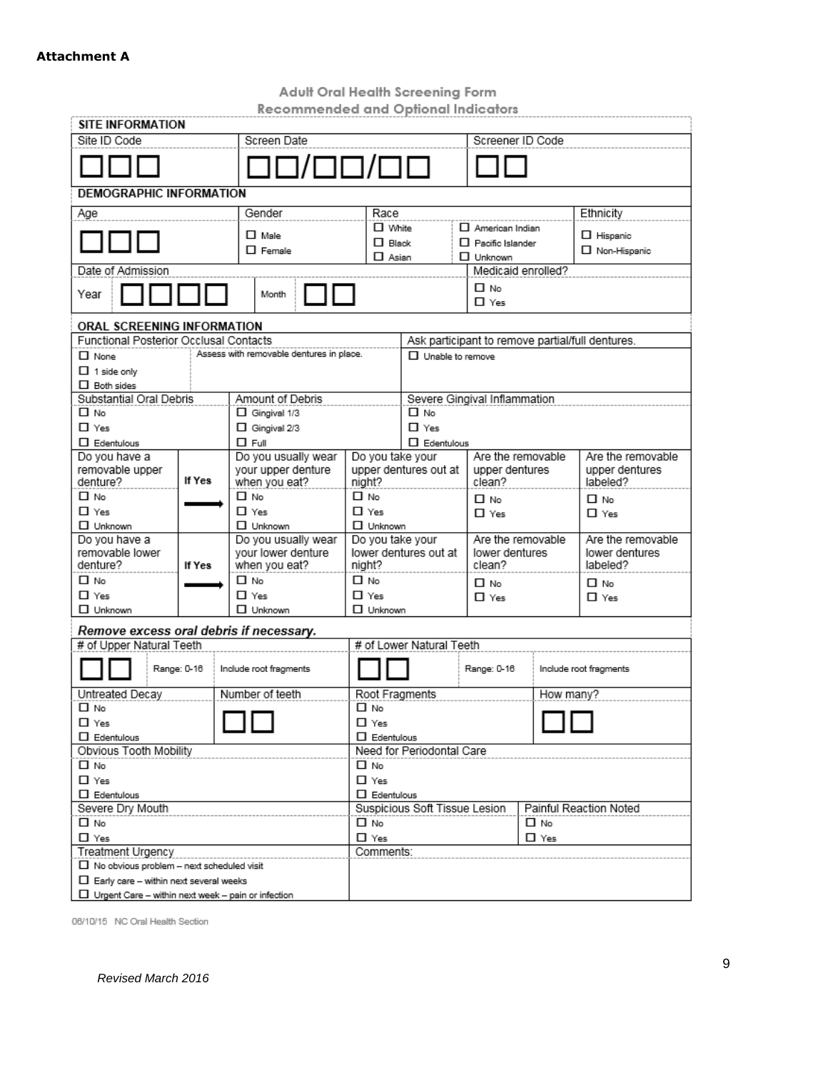**Attachment A**

## Adult Oral Health Screening Form

### Recommended and Optional Indicators

**SITE INFORMATION**

| Site ID Code | Screen Date | Screener ID Code |
|---|---|---|
| ☐☐☐ | ☐☐/☐☐/☐☐ | ☐☐ |

**DEMOGRAPHIC INFORMATION**

| Age | Gender | Race | | Ethnicity |
|---|---|---|---|---|
| ☐☐☐ | ☐ Male<br>☐ Female | ☐ White<br>☐ Black<br>☐ Asian | ☐ American Indian<br>☐ Pacific Islander<br>☐ Unknown | ☐ Hispanic<br>☐ Non-Hispanic |

| Date of Admission | | Medicaid enrolled? |
|---|---|---|
| Year ☐☐☐☐ | Month ☐☐ | ☐ No<br>☐ Yes |

**ORAL SCREENING INFORMATION**

| Functional Posterior Occlusal Contacts | | Ask participant to remove partial/full dentures. |
|---|---|---|
| ☐ None<br>☐ 1 side only<br>☐ Both sides | Assess with removable dentures in place. | ☐ Unable to remove |

| Substantial Oral Debris | Amount of Debris | Severe Gingival Inflammation |
|---|---|---|
| ☐ No<br>☐ Yes<br>☐ Edentulous | ☐ Gingival 1/3<br>☐ Gingival 2/3<br>☐ Full | ☐ No<br>☐ Yes<br>☐ Edentulous |

| Do you have a removable upper denture? | | Do you usually wear your upper denture when you eat? | Do you take your upper dentures out at night? | Are the removable upper dentures clean? | Are the removable upper dentures labeled? |
|---|---|---|---|---|---|
| ☐ No<br>☐ Yes<br>☐ Unknown | If Yes → | ☐ No<br>☐ Yes<br>☐ Unknown | ☐ No<br>☐ Yes<br>☐ Unknown | ☐ No<br>☐ Yes | ☐ No<br>☐ Yes |

| Do you have a removable lower denture? | | Do you usually wear your lower denture when you eat? | Do you take your lower dentures out at night? | Are the removable lower dentures clean? | Are the removable lower dentures labeled? |
|---|---|---|---|---|---|
| ☐ No<br>☐ Yes<br>☐ Unknown | If Yes → | ☐ No<br>☐ Yes<br>☐ Unknown | ☐ No<br>☐ Yes<br>☐ Unknown | ☐ No<br>☐ Yes | ☐ No<br>☐ Yes |

***Remove excess oral debris if necessary.***

| # of Upper Natural Teeth | | | # of Lower Natural Teeth | | |
|---|---|---|---|---|---|
| ☐☐ | Range: 0-16 | Include root fragments | ☐☐ | Range: 0-16 | Include root fragments |

| Untreated Decay | Number of teeth | Root Fragments | How many? |
|---|---|---|---|
| ☐ No<br>☐ Yes<br>☐ Edentulous | ☐☐ | ☐ No<br>☐ Yes<br>☐ Edentulous | ☐☐ |

| Obvious Tooth Mobility | Need for Periodontal Care |
|---|---|
| ☐ No<br>☐ Yes<br>☐ Edentulous | ☐ No<br>☐ Yes<br>☐ Edentulous |

| Severe Dry Mouth | Suspicious Soft Tissue Lesion | Painful Reaction Noted |
|---|---|---|
| ☐ No<br>☐ Yes | ☐ No<br>☐ Yes | ☐ No<br>☐ Yes |

| Treatment Urgency | Comments: |
|---|---|
| ☐ No obvious problem – next scheduled visit<br>☐ Early care – within next several weeks<br>☐ Urgent Care – within next week – pain or infection | |

06/10/15 NC Oral Health Section

*Revised March 2016*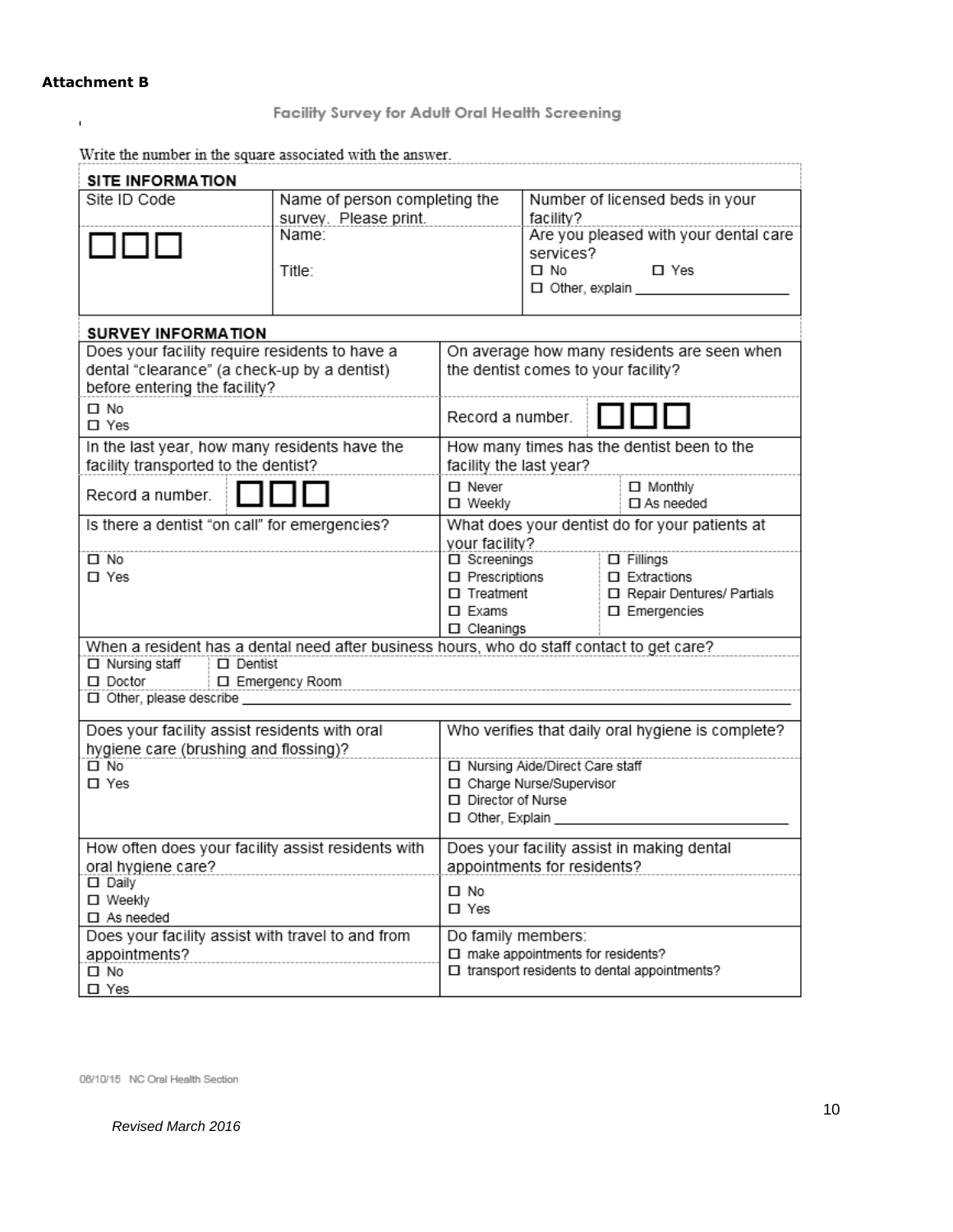**Attachment B**

## Facility Survey for Adult Oral Health Screening

Write the number in the square associated with the answer.

**SITE INFORMATION**

| | | |
|---|---|---|
| Site ID Code | Name of person completing the survey. Please print. | Number of licensed beds in your facility? |
| ☐☐☐ | Name:<br><br>Title: | Are you pleased with your dental care services?<br>☐ No ☐ Yes<br>☐ Other, explain ____________ |

**SURVEY INFORMATION**

| | |
|---|---|
| Does your facility require residents to have a dental "clearance" (a check-up by a dentist) before entering the facility? | On average how many residents are seen when the dentist comes to your facility? |
| ☐ No<br>☐ Yes | Record a number. ☐☐☐ |
| In the last year, how many residents have the facility transported to the dentist? | How many times has the dentist been to the facility the last year? |
| Record a number. ☐☐☐ | ☐ Never ☐ Monthly<br>☐ Weekly ☐ As needed |
| Is there a dentist "on call" for emergencies? | What does your dentist do for your patients at your facility? |
| ☐ No<br>☐ Yes | ☐ Screenings ☐ Fillings<br>☐ Prescriptions ☐ Extractions<br>☐ Treatment ☐ Repair Dentures/ Partials<br>☐ Exams ☐ Emergencies<br>☐ Cleanings |
| When a resident has a dental need after business hours, who do staff contact to get care? | |
| ☐ Nursing staff ☐ Dentist<br>☐ Doctor ☐ Emergency Room<br>☐ Other, please describe ____________ | |
| Does your facility assist residents with oral hygiene care (brushing and flossing)? | Who verifies that daily oral hygiene is complete? |
| ☐ No<br>☐ Yes | ☐ Nursing Aide/Direct Care staff<br>☐ Charge Nurse/Supervisor<br>☐ Director of Nurse<br>☐ Other, Explain ____________ |
| How often does your facility assist residents with oral hygiene care? | Does your facility assist in making dental appointments for residents? |
| ☐ Daily<br>☐ Weekly<br>☐ As needed | ☐ No<br>☐ Yes |
| Does your facility assist with travel to and from appointments?<br>☐ No<br>☐ Yes | Do family members:<br>☐ make appointments for residents?<br>☐ transport residents to dental appointments? |

06/10/15 NC Oral Health Section

*Revised March 2016*